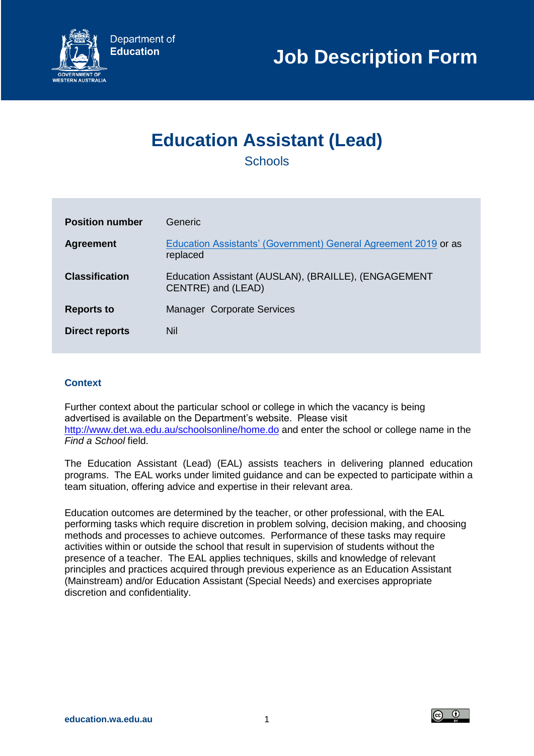Department of **Education**

GOVERNMENT OF WESTERN AUSTRALIA

# Job Description Form

## Education Assistant (Lead)

Schools

| | |
|---|---|
| **Position number** | Generic |
| **Agreement** | [Education Assistants' (Government) General Agreement 2019](#) or as replaced |
| **Classification** | Education Assistant (AUSLAN), (BRAILLE), (ENGAGEMENT CENTRE) and (LEAD) |
| **Reports to** | Manager  Corporate Services |
| **Direct reports** | Nil |

### Context

Further context about the particular school or college in which the vacancy is being advertised is available on the Department's website. Please visit [http://www.det.wa.edu.au/schoolsonline/home.do](http://www.det.wa.edu.au/schoolsonline/home.do) and enter the school or college name in the *Find a School* field.

The Education Assistant (Lead) (EAL) assists teachers in delivering planned education programs. The EAL works under limited guidance and can be expected to participate within a team situation, offering advice and expertise in their relevant area.

Education outcomes are determined by the teacher, or other professional, with the EAL performing tasks which require discretion in problem solving, decision making, and choosing methods and processes to achieve outcomes. Performance of these tasks may require activities within or outside the school that result in supervision of students without the presence of a teacher. The EAL applies techniques, skills and knowledge of relevant principles and practices acquired through previous experience as an Education Assistant (Mainstream) and/or Education Assistant (Special Needs) and exercises appropriate discretion and confidentiality.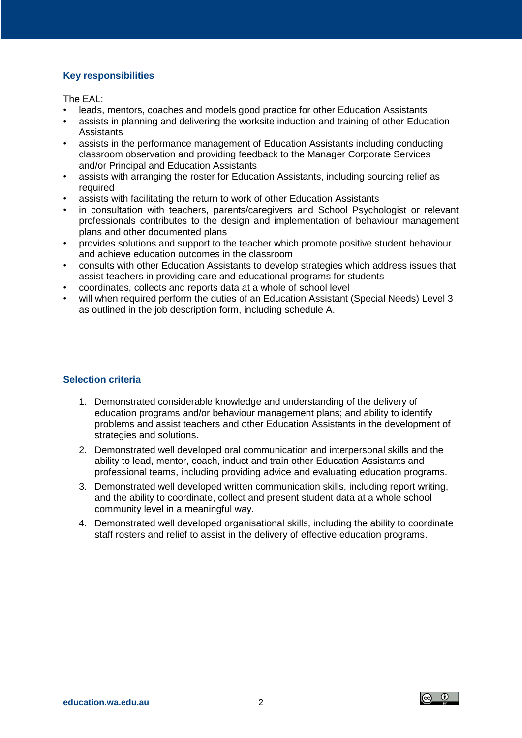## Key responsibilities

The EAL:

- leads, mentors, coaches and models good practice for other Education Assistants
- assists in planning and delivering the worksite induction and training of other Education Assistants
- assists in the performance management of Education Assistants including conducting classroom observation and providing feedback to the Manager Corporate Services and/or Principal and Education Assistants
- assists with arranging the roster for Education Assistants, including sourcing relief as required
- assists with facilitating the return to work of other Education Assistants
- in consultation with teachers, parents/caregivers and School Psychologist or relevant professionals contributes to the design and implementation of behaviour management plans and other documented plans
- provides solutions and support to the teacher which promote positive student behaviour and achieve education outcomes in the classroom
- consults with other Education Assistants to develop strategies which address issues that assist teachers in providing care and educational programs for students
- coordinates, collects and reports data at a whole of school level
- will when required perform the duties of an Education Assistant (Special Needs) Level 3 as outlined in the job description form, including schedule A.

## Selection criteria

1. Demonstrated considerable knowledge and understanding of the delivery of education programs and/or behaviour management plans; and ability to identify problems and assist teachers and other Education Assistants in the development of strategies and solutions.
2. Demonstrated well developed oral communication and interpersonal skills and the ability to lead, mentor, coach, induct and train other Education Assistants and professional teams, including providing advice and evaluating education programs.
3. Demonstrated well developed written communication skills, including report writing, and the ability to coordinate, collect and present student data at a whole school community level in a meaningful way.
4. Demonstrated well developed organisational skills, including the ability to coordinate staff rosters and relief to assist in the delivery of effective education programs.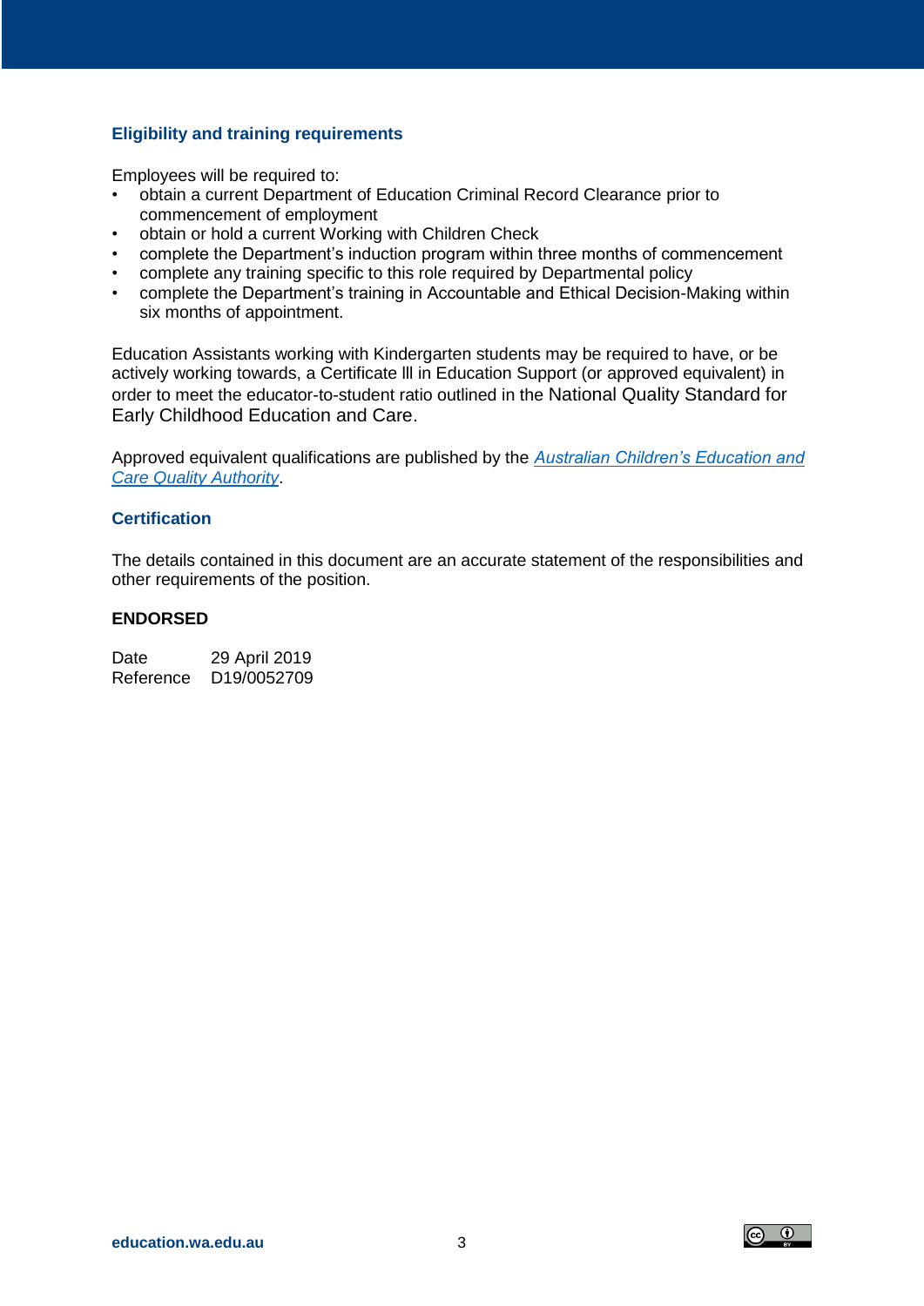## Eligibility and training requirements

Employees will be required to:

- obtain a current Department of Education Criminal Record Clearance prior to commencement of employment
- obtain or hold a current Working with Children Check
- complete the Department's induction program within three months of commencement
- complete any training specific to this role required by Departmental policy
- complete the Department's training in Accountable and Ethical Decision-Making within six months of appointment.

Education Assistants working with Kindergarten students may be required to have, or be actively working towards, a Certificate lll in Education Support (or approved equivalent) in order to meet the educator-to-student ratio outlined in the National Quality Standard for Early Childhood Education and Care.

Approved equivalent qualifications are published by the *Australian Children's Education and Care Quality Authority*.

## Certification

The details contained in this document are an accurate statement of the responsibilities and other requirements of the position.

**ENDORSED**

Date 29 April 2019
Reference D19/0052709